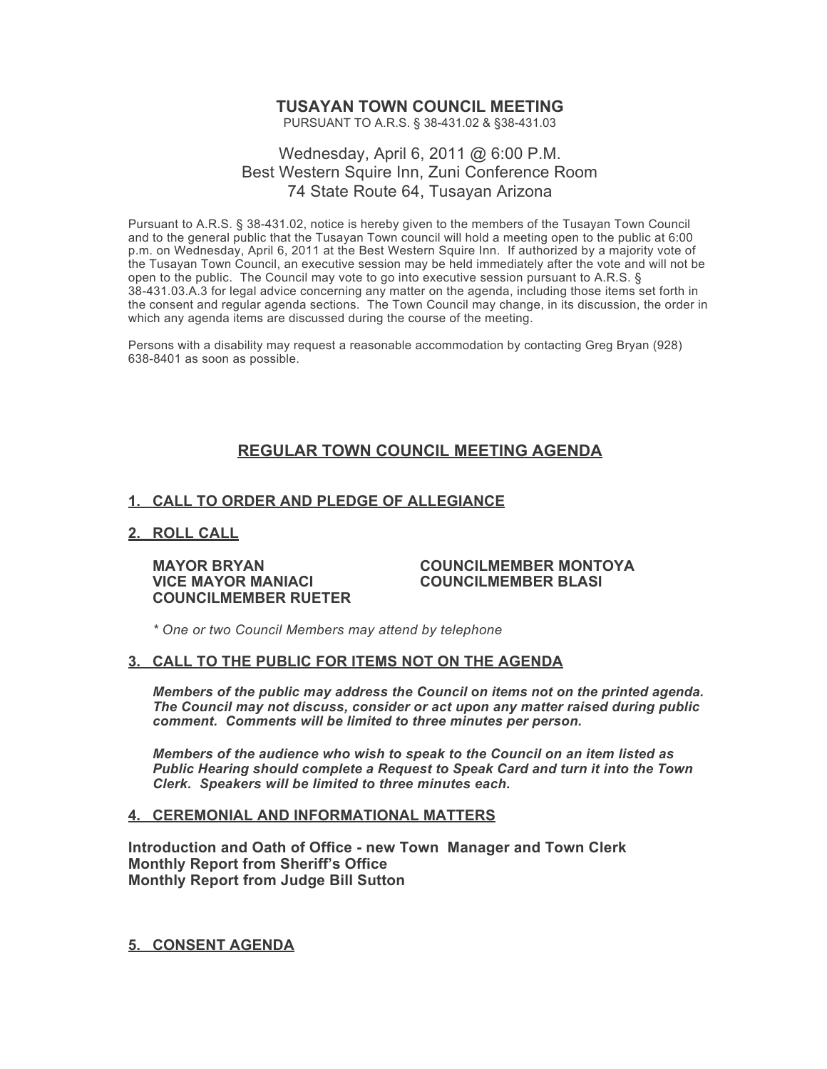# TUSAYAN TOWN COUNCIL MEETING

PURSUANT TO A.R.S. § 38-431.02 & §38-431.03

Wednesday, April 6, 2011 @ 6:00 P.M.
Best Western Squire Inn, Zuni Conference Room
74 State Route 64, Tusayan Arizona

Pursuant to A.R.S. § 38-431.02, notice is hereby given to the members of the Tusayan Town Council and to the general public that the Tusayan Town council will hold a meeting open to the public at 6:00 p.m. on Wednesday, April 6, 2011 at the Best Western Squire Inn. If authorized by a majority vote of the Tusayan Town Council, an executive session may be held immediately after the vote and will not be open to the public. The Council may vote to go into executive session pursuant to A.R.S. § 38-431.03.A.3 for legal advice concerning any matter on the agenda, including those items set forth in the consent and regular agenda sections. The Town Council may change, in its discussion, the order in which any agenda items are discussed during the course of the meeting.

Persons with a disability may request a reasonable accommodation by contacting Greg Bryan (928) 638-8401 as soon as possible.

## REGULAR TOWN COUNCIL MEETING AGENDA

### 1. CALL TO ORDER AND PLEDGE OF ALLEGIANCE

### 2. ROLL CALL

**MAYOR BRYAN**
**VICE MAYOR MANIACI**
**COUNCILMEMBER RUETER**
**COUNCILMEMBER MONTOYA**
**COUNCILMEMBER BLASI**

*\* One or two Council Members may attend by telephone*

### 3. CALL TO THE PUBLIC FOR ITEMS NOT ON THE AGENDA

***Members of the public may address the Council on items not on the printed agenda. The Council may not discuss, consider or act upon any matter raised during public comment. Comments will be limited to three minutes per person.***

***Members of the audience who wish to speak to the Council on an item listed as Public Hearing should complete a Request to Speak Card and turn it into the Town Clerk. Speakers will be limited to three minutes each.***

### 4. CEREMONIAL AND INFORMATIONAL MATTERS

**Introduction and Oath of Office - new Town Manager and Town Clerk**
**Monthly Report from Sheriff's Office**
**Monthly Report from Judge Bill Sutton**

### 5. CONSENT AGENDA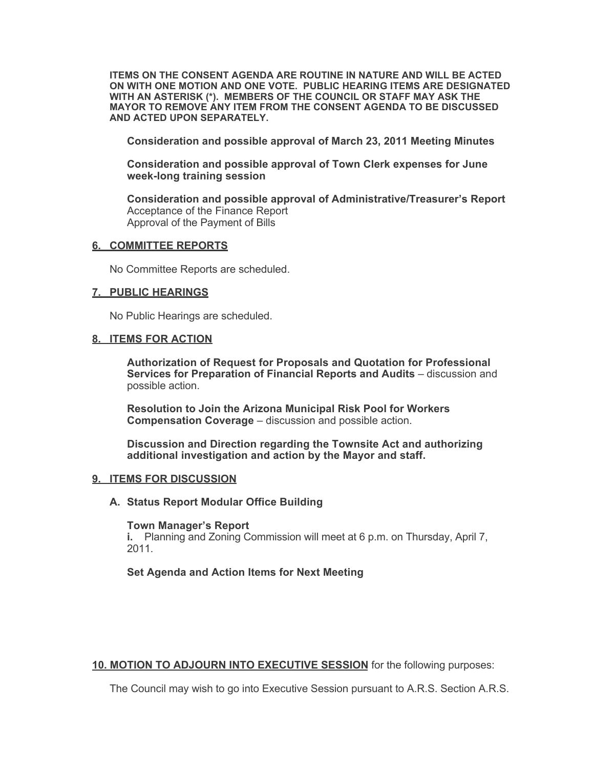**ITEMS ON THE CONSENT AGENDA ARE ROUTINE IN NATURE AND WILL BE ACTED ON WITH ONE MOTION AND ONE VOTE. PUBLIC HEARING ITEMS ARE DESIGNATED WITH AN ASTERISK (*). MEMBERS OF THE COUNCIL OR STAFF MAY ASK THE MAYOR TO REMOVE ANY ITEM FROM THE CONSENT AGENDA TO BE DISCUSSED AND ACTED UPON SEPARATELY.**

**Consideration and possible approval of March 23, 2011 Meeting Minutes**

**Consideration and possible approval of Town Clerk expenses for June week-long training session**

**Consideration and possible approval of Administrative/Treasurer's Report**
Acceptance of the Finance Report
Approval of the Payment of Bills

## 6. COMMITTEE REPORTS

No Committee Reports are scheduled.

## 7. PUBLIC HEARINGS

No Public Hearings are scheduled.

## 8. ITEMS FOR ACTION

**Authorization of Request for Proposals and Quotation for Professional Services for Preparation of Financial Reports and Audits** – discussion and possible action.

**Resolution to Join the Arizona Municipal Risk Pool for Workers Compensation Coverage** – discussion and possible action.

**Discussion and Direction regarding the Townsite Act and authorizing additional investigation and action by the Mayor and staff.**

## 9. ITEMS FOR DISCUSSION

**A. Status Report Modular Office Building**

**Town Manager's Report**
**i.** Planning and Zoning Commission will meet at 6 p.m. on Thursday, April 7, 2011.

**Set Agenda and Action Items for Next Meeting**

## 10. MOTION TO ADJOURN INTO EXECUTIVE SESSION for the following purposes:

The Council may wish to go into Executive Session pursuant to A.R.S. Section A.R.S.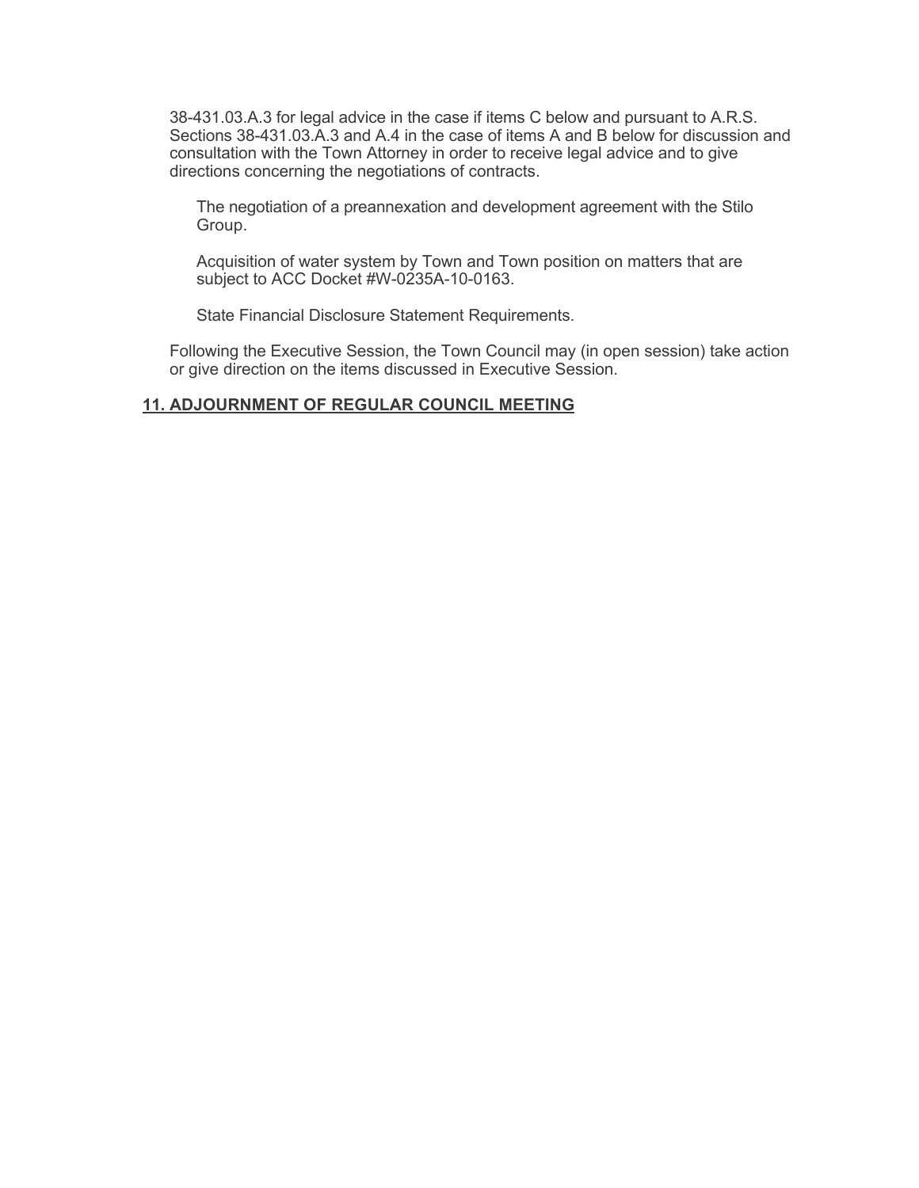38-431.03.A.3 for legal advice in the case if items C below and pursuant to A.R.S. Sections 38-431.03.A.3 and A.4 in the case of items A and B below for discussion and consultation with the Town Attorney in order to receive legal advice and to give directions concerning the negotiations of contracts.

The negotiation of a preannexation and development agreement with the Stilo Group.

Acquisition of water system by Town and Town position on matters that are subject to ACC Docket #W-0235A-10-0163.

State Financial Disclosure Statement Requirements.

Following the Executive Session, the Town Council may (in open session) take action or give direction on the items discussed in Executive Session.

## 11. ADJOURNMENT OF REGULAR COUNCIL MEETING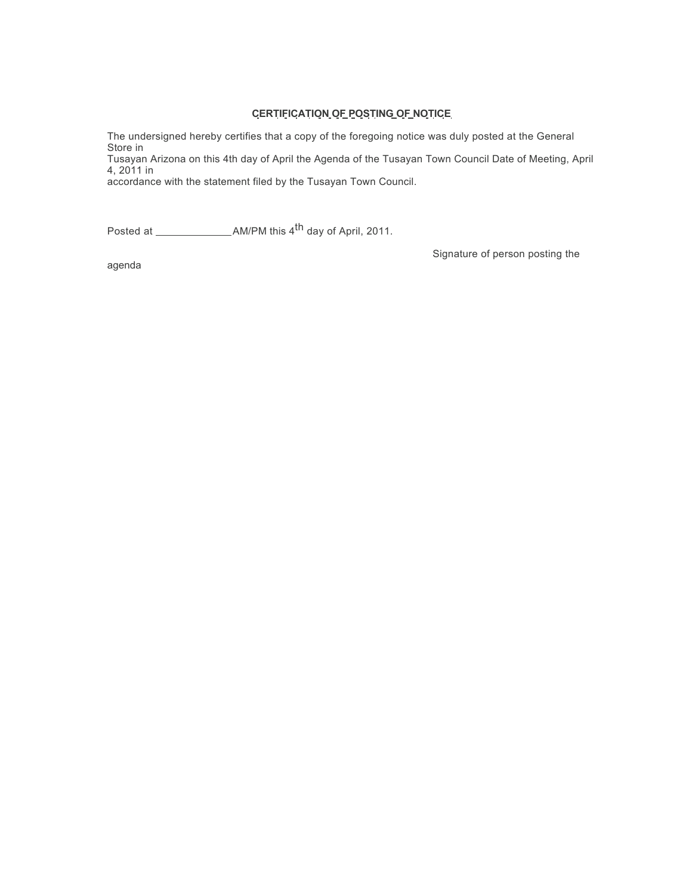**CERTIFICATION OF POSTING OF NOTICE**

The undersigned hereby certifies that a copy of the foregoing notice was duly posted at the General Store in Tusayan Arizona on this 4th day of April the Agenda of the Tusayan Town Council Date of Meeting, April 4, 2011 in accordance with the statement filed by the Tusayan Town Council.

Posted at _____________ AM/PM this 4th day of April, 2011.

Signature of person posting the agenda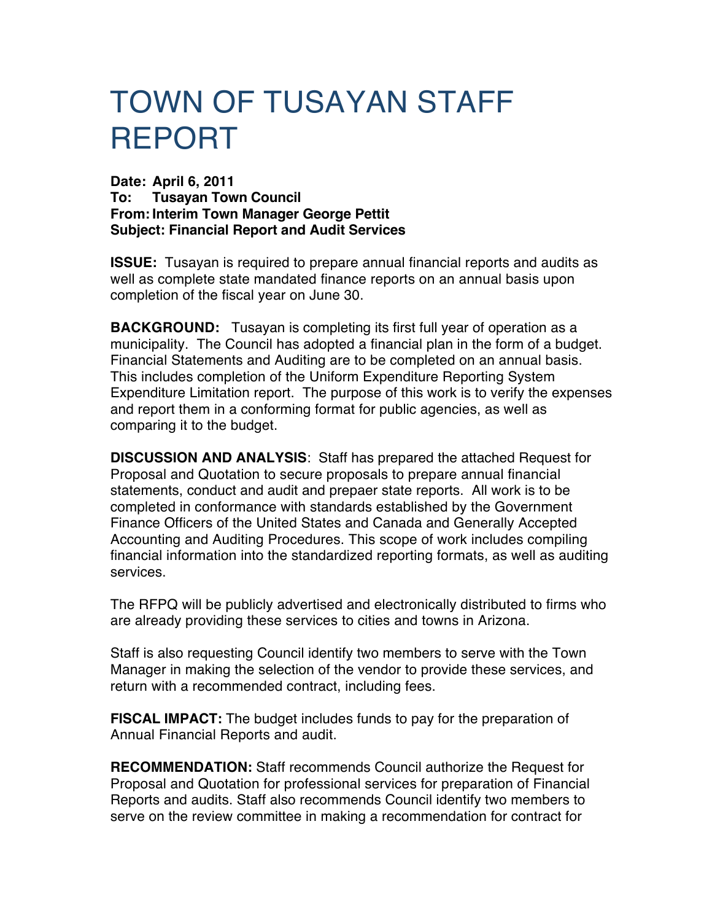// Note: "conduct and audit and prepaer state reports" is reproduced with the source's original typos.
# TOWN OF TUSAYAN STAFF REPORT

**Date: April 6, 2011**
**To: Tusayan Town Council**
**From: Interim Town Manager George Pettit**
**Subject: Financial Report and Audit Services**

**ISSUE:** Tusayan is required to prepare annual financial reports and audits as well as complete state mandated finance reports on an annual basis upon completion of the fiscal year on June 30.

**BACKGROUND:** Tusayan is completing its first full year of operation as a municipality. The Council has adopted a financial plan in the form of a budget. Financial Statements and Auditing are to be completed on an annual basis. This includes completion of the Uniform Expenditure Reporting System Expenditure Limitation report. The purpose of this work is to verify the expenses and report them in a conforming format for public agencies, as well as comparing it to the budget.

**DISCUSSION AND ANALYSIS**: Staff has prepared the attached Request for Proposal and Quotation to secure proposals to prepare annual financial statements, conduct and audit and prepaer state reports. All work is to be completed in conformance with standards established by the Government Finance Officers of the United States and Canada and Generally Accepted Accounting and Auditing Procedures. This scope of work includes compiling financial information into the standardized reporting formats, as well as auditing services.

The RFPQ will be publicly advertised and electronically distributed to firms who are already providing these services to cities and towns in Arizona.

Staff is also requesting Council identify two members to serve with the Town Manager in making the selection of the vendor to provide these services, and return with a recommended contract, including fees.

**FISCAL IMPACT:** The budget includes funds to pay for the preparation of Annual Financial Reports and audit.

**RECOMMENDATION:** Staff recommends Council authorize the Request for Proposal and Quotation for professional services for preparation of Financial Reports and audits. Staff also recommends Council identify two members to serve on the review committee in making a recommendation for contract for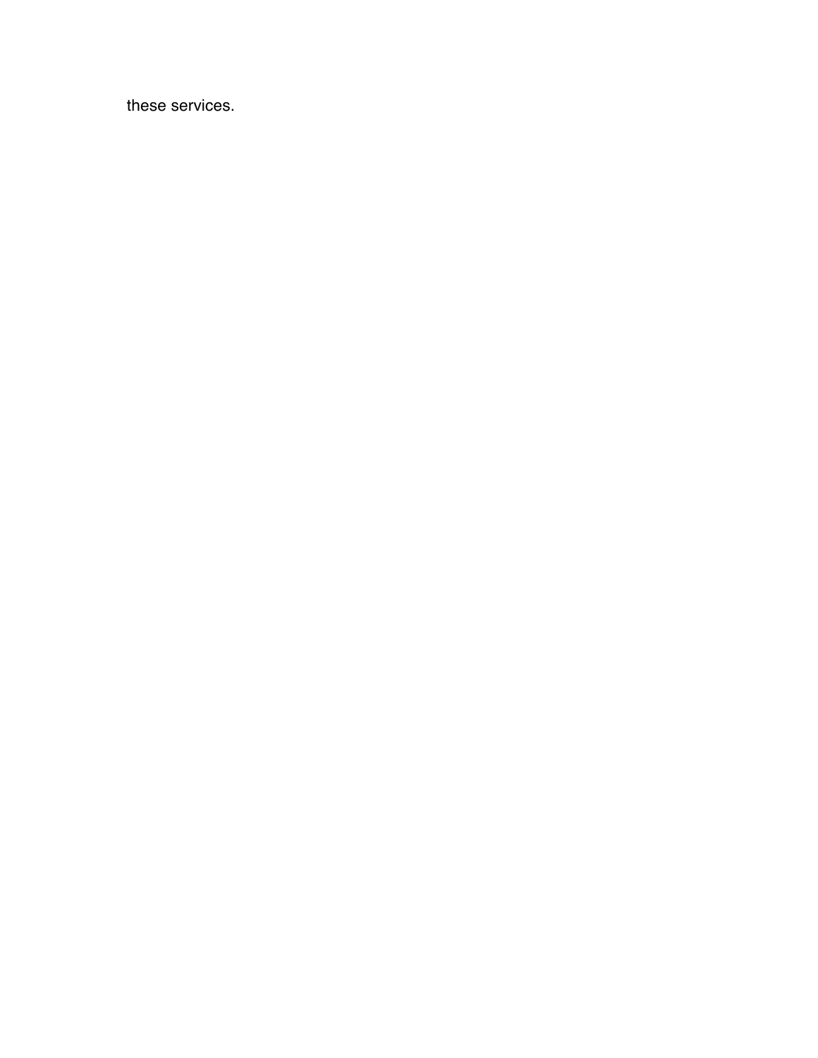these services.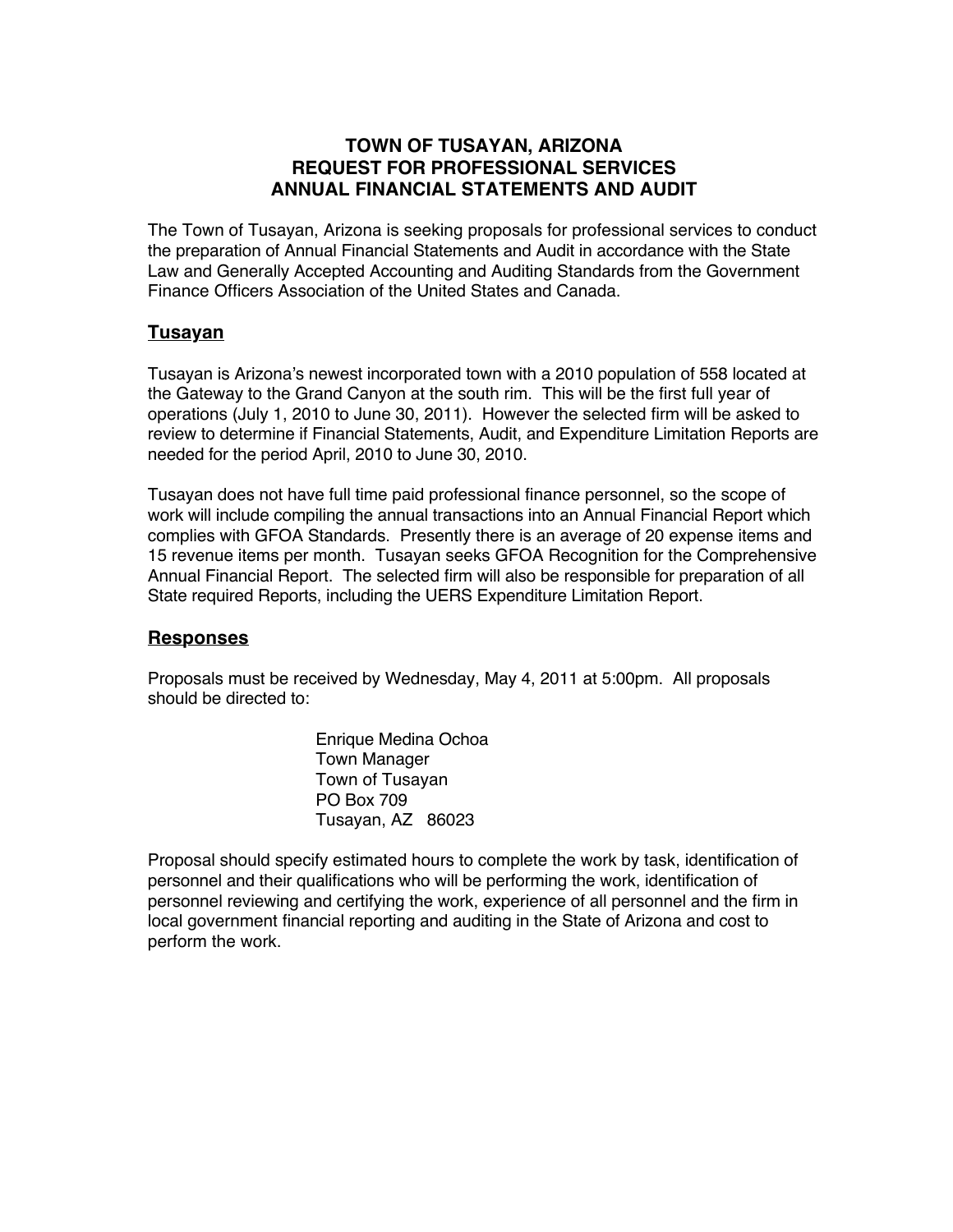# TOWN OF TUSAYAN, ARIZONA
# REQUEST FOR PROFESSIONAL SERVICES
# ANNUAL FINANCIAL STATEMENTS AND AUDIT

The Town of Tusayan, Arizona is seeking proposals for professional services to conduct the preparation of Annual Financial Statements and Audit in accordance with the State Law and Generally Accepted Accounting and Auditing Standards from the Government Finance Officers Association of the United States and Canada.

## Tusayan

Tusayan is Arizona's newest incorporated town with a 2010 population of 558 located at the Gateway to the Grand Canyon at the south rim. This will be the first full year of operations (July 1, 2010 to June 30, 2011). However the selected firm will be asked to review to determine if Financial Statements, Audit, and Expenditure Limitation Reports are needed for the period April, 2010 to June 30, 2010.

Tusayan does not have full time paid professional finance personnel, so the scope of work will include compiling the annual transactions into an Annual Financial Report which complies with GFOA Standards. Presently there is an average of 20 expense items and 15 revenue items per month. Tusayan seeks GFOA Recognition for the Comprehensive Annual Financial Report. The selected firm will also be responsible for preparation of all State required Reports, including the UERS Expenditure Limitation Report.

## Responses

Proposals must be received by Wednesday, May 4, 2011 at 5:00pm. All proposals should be directed to:

Enrique Medina Ochoa
Town Manager
Town of Tusayan
PO Box 709
Tusayan, AZ 86023

Proposal should specify estimated hours to complete the work by task, identification of personnel and their qualifications who will be performing the work, identification of personnel reviewing and certifying the work, experience of all personnel and the firm in local government financial reporting and auditing in the State of Arizona and cost to perform the work.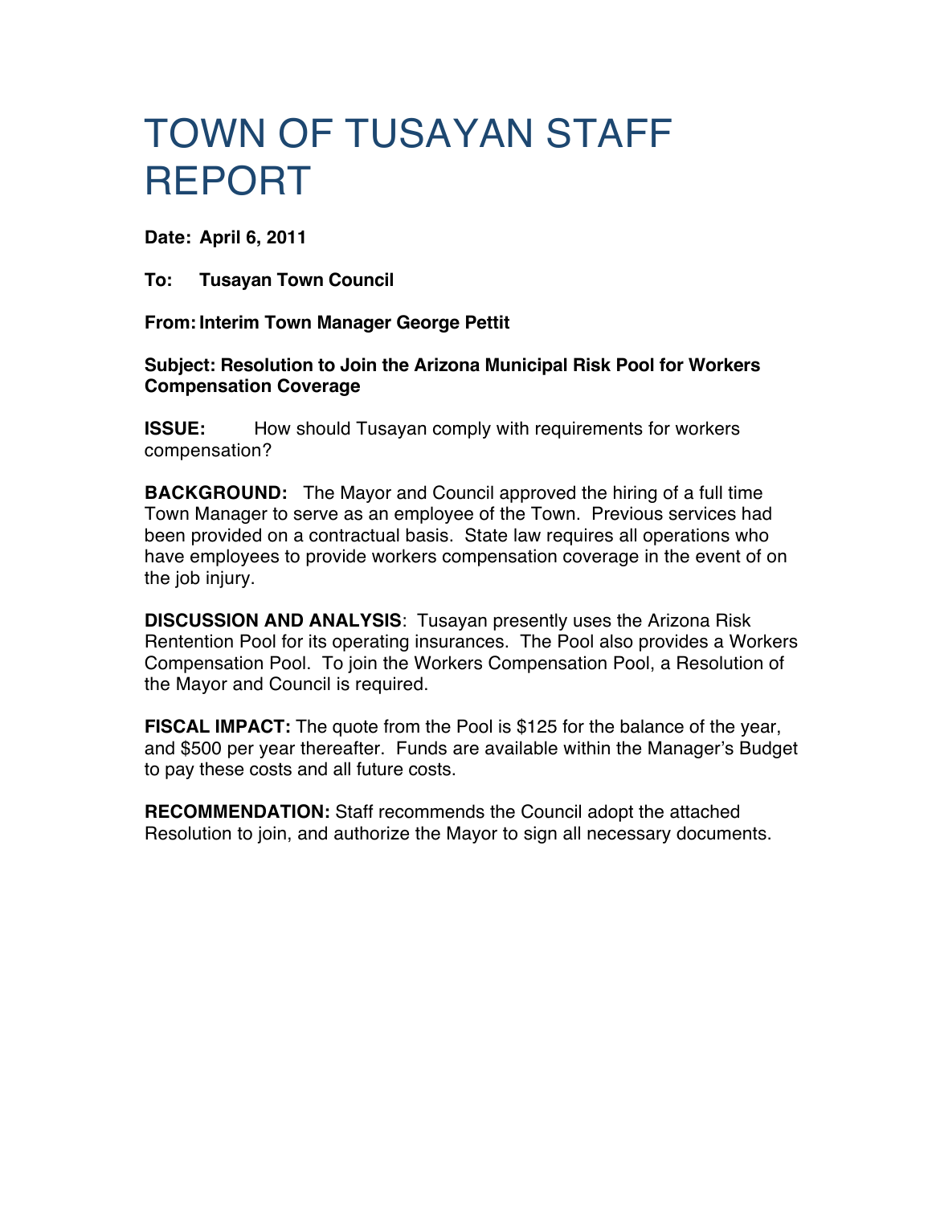# TOWN OF TUSAYAN STAFF REPORT

**Date: April 6, 2011**

**To: Tusayan Town Council**

**From: Interim Town Manager George Pettit**

**Subject: Resolution to Join the Arizona Municipal Risk Pool for Workers Compensation Coverage**

**ISSUE:** How should Tusayan comply with requirements for workers compensation?

**BACKGROUND:** The Mayor and Council approved the hiring of a full time Town Manager to serve as an employee of the Town. Previous services had been provided on a contractual basis. State law requires all operations who have employees to provide workers compensation coverage in the event of on the job injury.

**DISCUSSION AND ANALYSIS**: Tusayan presently uses the Arizona Risk Rentention Pool for its operating insurances. The Pool also provides a Workers Compensation Pool. To join the Workers Compensation Pool, a Resolution of the Mayor and Council is required.

**FISCAL IMPACT:** The quote from the Pool is $125 for the balance of the year, and $500 per year thereafter. Funds are available within the Manager's Budget to pay these costs and all future costs.

**RECOMMENDATION:** Staff recommends the Council adopt the attached Resolution to join, and authorize the Mayor to sign all necessary documents.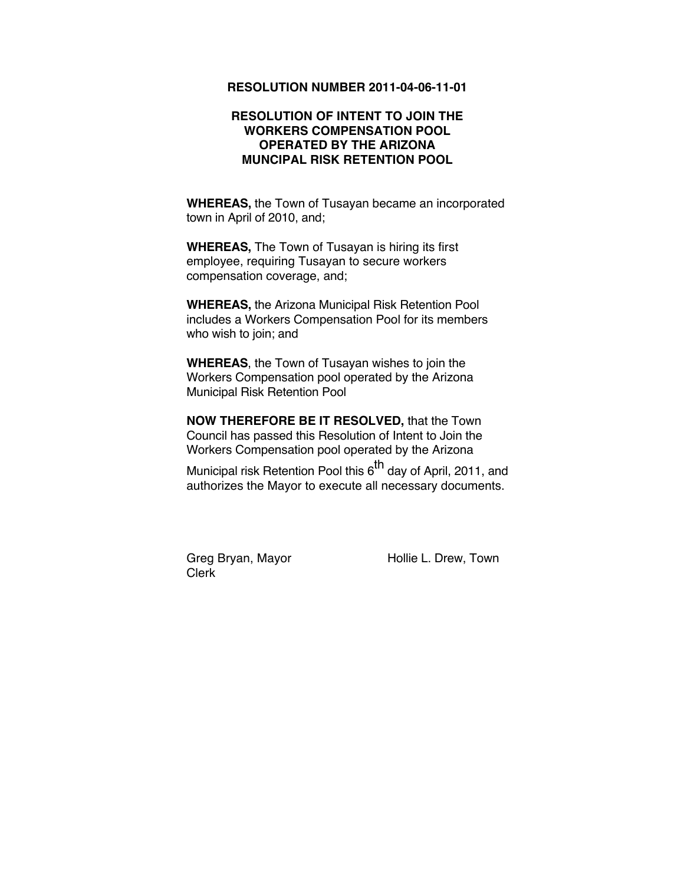**RESOLUTION NUMBER 2011-04-06-11-01**

**RESOLUTION OF INTENT TO JOIN THE WORKERS COMPENSATION POOL OPERATED BY THE ARIZONA MUNCIPAL RISK RETENTION POOL**

**WHEREAS,** the Town of Tusayan became an incorporated town in April of 2010, and;

**WHEREAS,** The Town of Tusayan is hiring its first employee, requiring Tusayan to secure workers compensation coverage, and;

**WHEREAS,** the Arizona Municipal Risk Retention Pool includes a Workers Compensation Pool for its members who wish to join; and

**WHEREAS**, the Town of Tusayan wishes to join the Workers Compensation pool operated by the Arizona Municipal Risk Retention Pool

**NOW THEREFORE BE IT RESOLVED,** that the Town Council has passed this Resolution of Intent to Join the Workers Compensation pool operated by the Arizona Municipal risk Retention Pool this 6th day of April, 2011, and authorizes the Mayor to execute all necessary documents.

Greg Bryan, Mayor

Hollie L. Drew, Town Clerk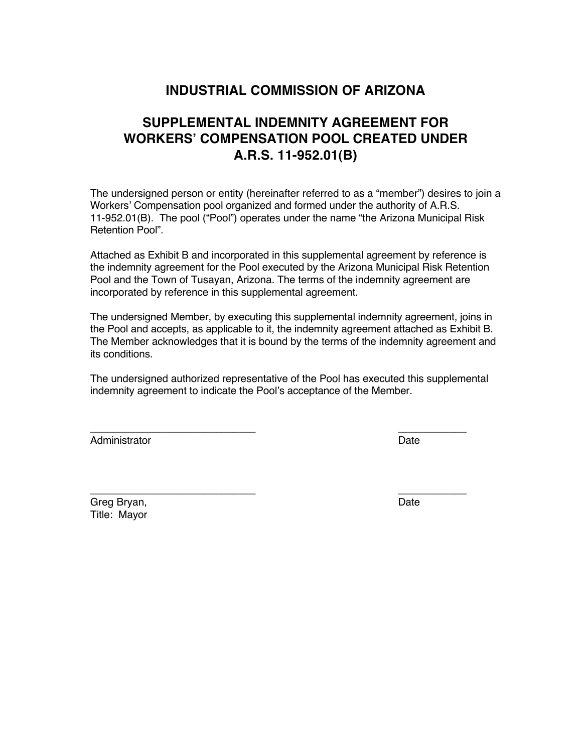# INDUSTRIAL COMMISSION OF ARIZONA

## SUPPLEMENTAL INDEMNITY AGREEMENT FOR WORKERS' COMPENSATION POOL CREATED UNDER A.R.S. 11-952.01(B)

The undersigned person or entity (hereinafter referred to as a "member") desires to join a Workers' Compensation pool organized and formed under the authority of A.R.S. 11-952.01(B). The pool ("Pool") operates under the name "the Arizona Municipal Risk Retention Pool".

Attached as Exhibit B and incorporated in this supplemental agreement by reference is the indemnity agreement for the Pool executed by the Arizona Municipal Risk Retention Pool and the Town of Tusayan, Arizona. The terms of the indemnity agreement are incorporated by reference in this supplemental agreement.

The undersigned Member, by executing this supplemental indemnity agreement, joins in the Pool and accepts, as applicable to it, the indemnity agreement attached as Exhibit B. The Member acknowledges that it is bound by the terms of the indemnity agreement and its conditions.

The undersigned authorized representative of the Pool has executed this supplemental indemnity agreement to indicate the Pool's acceptance of the Member.

______________________________ ____________

Administrator Date

______________________________ ____________

Greg Bryan, Date

Title: Mayor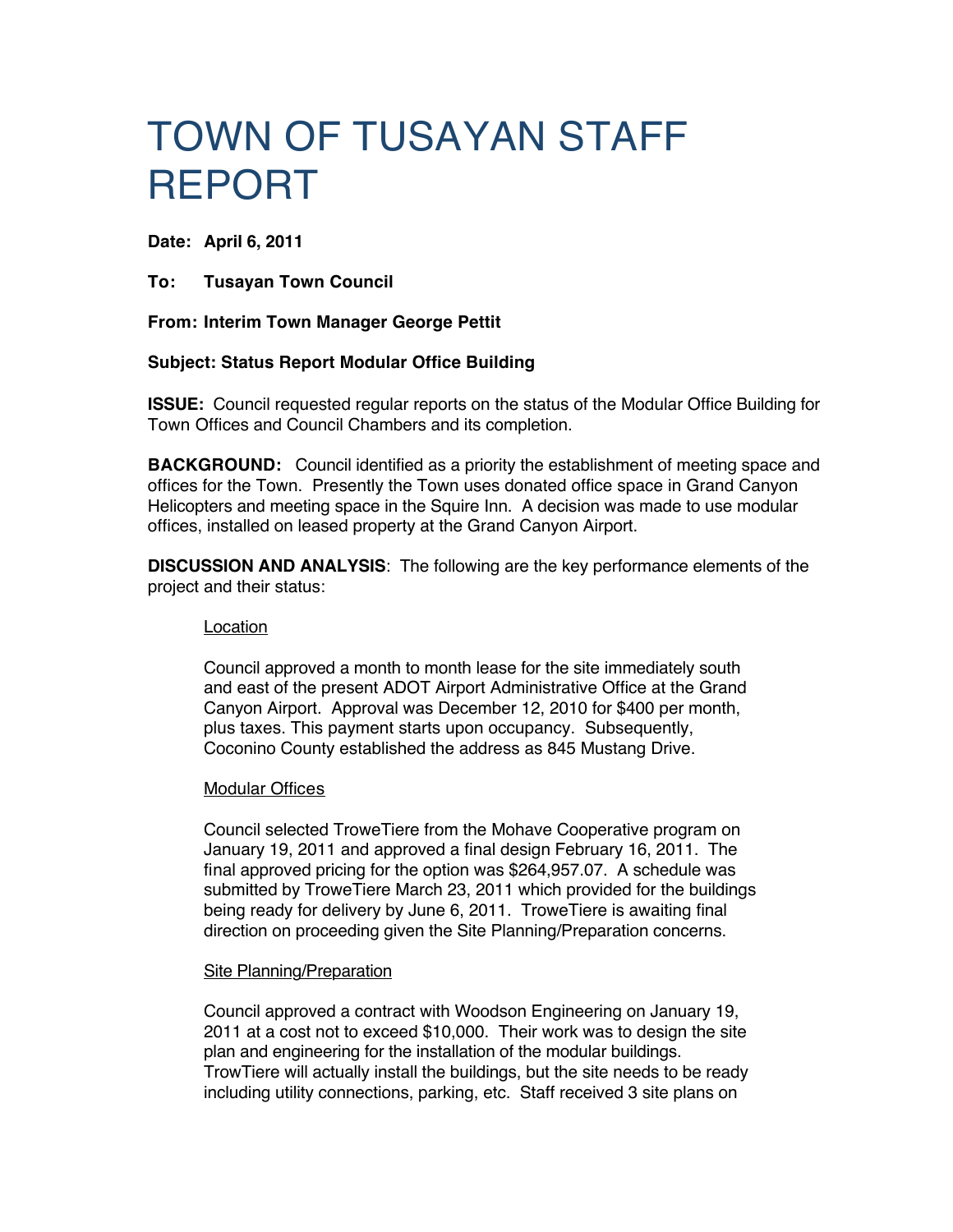# TOWN OF TUSAYAN STAFF REPORT

**Date: April 6, 2011**

**To: Tusayan Town Council**

**From: Interim Town Manager George Pettit**

**Subject: Status Report Modular Office Building**

**ISSUE:** Council requested regular reports on the status of the Modular Office Building for Town Offices and Council Chambers and its completion.

**BACKGROUND:** Council identified as a priority the establishment of meeting space and offices for the Town. Presently the Town uses donated office space in Grand Canyon Helicopters and meeting space in the Squire Inn. A decision was made to use modular offices, installed on leased property at the Grand Canyon Airport.

**DISCUSSION AND ANALYSIS**: The following are the key performance elements of the project and their status:

Location

Council approved a month to month lease for the site immediately south and east of the present ADOT Airport Administrative Office at the Grand Canyon Airport. Approval was December 12, 2010 for $400 per month, plus taxes. This payment starts upon occupancy. Subsequently, Coconino County established the address as 845 Mustang Drive.

Modular Offices

Council selected TroweTiere from the Mohave Cooperative program on January 19, 2011 and approved a final design February 16, 2011. The final approved pricing for the option was $264,957.07. A schedule was submitted by TroweTiere March 23, 2011 which provided for the buildings being ready for delivery by June 6, 2011. TroweTiere is awaiting final direction on proceeding given the Site Planning/Preparation concerns.

Site Planning/Preparation

Council approved a contract with Woodson Engineering on January 19, 2011 at a cost not to exceed $10,000. Their work was to design the site plan and engineering for the installation of the modular buildings. TrowTiere will actually install the buildings, but the site needs to be ready including utility connections, parking, etc. Staff received 3 site plans on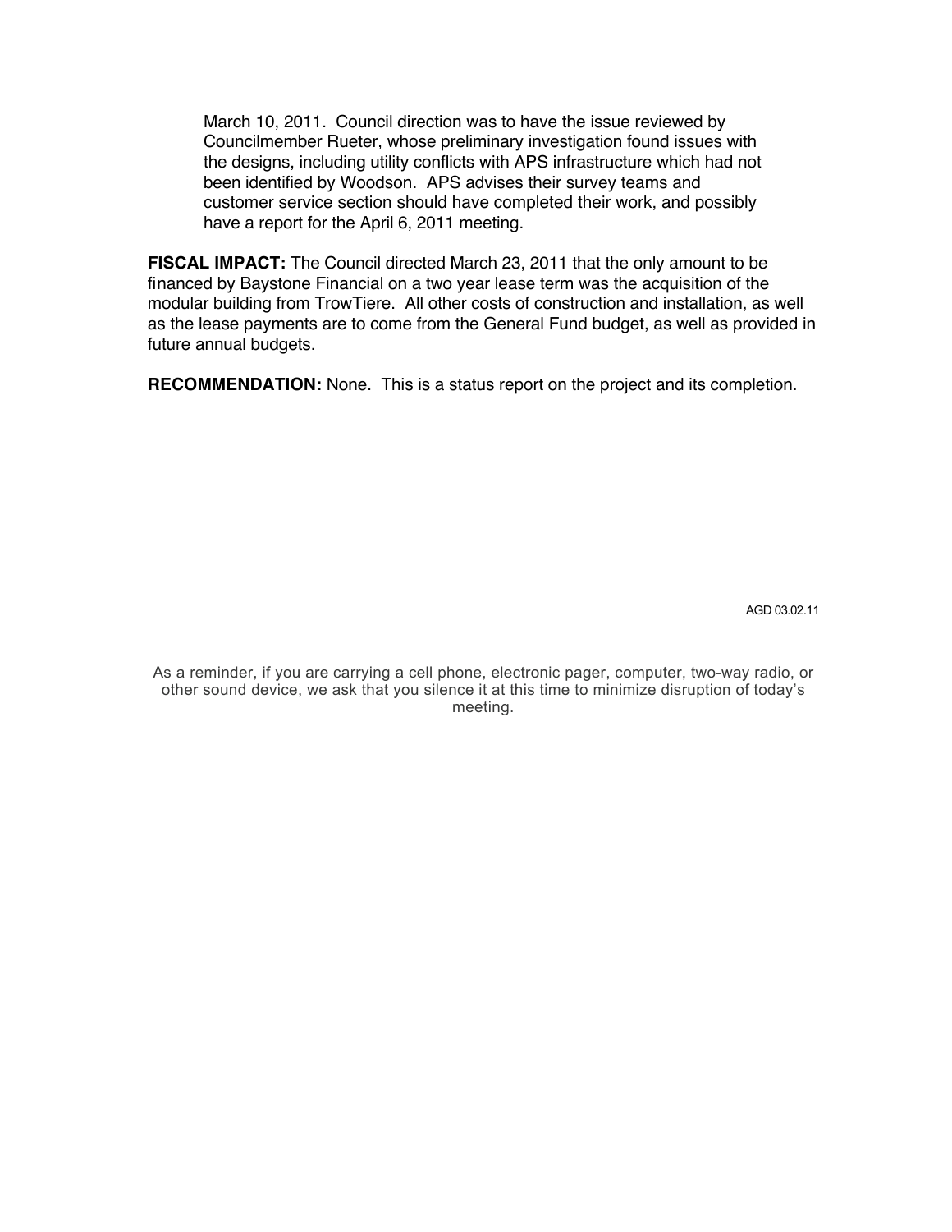March 10, 2011. Council direction was to have the issue reviewed by Councilmember Rueter, whose preliminary investigation found issues with the designs, including utility conflicts with APS infrastructure which had not been identified by Woodson. APS advises their survey teams and customer service section should have completed their work, and possibly have a report for the April 6, 2011 meeting.

**FISCAL IMPACT:** The Council directed March 23, 2011 that the only amount to be financed by Baystone Financial on a two year lease term was the acquisition of the modular building from TrowTiere. All other costs of construction and installation, as well as the lease payments are to come from the General Fund budget, as well as provided in future annual budgets.

**RECOMMENDATION:** None. This is a status report on the project and its completion.

AGD 03.02.11

As a reminder, if you are carrying a cell phone, electronic pager, computer, two-way radio, or other sound device, we ask that you silence it at this time to minimize disruption of today's meeting.